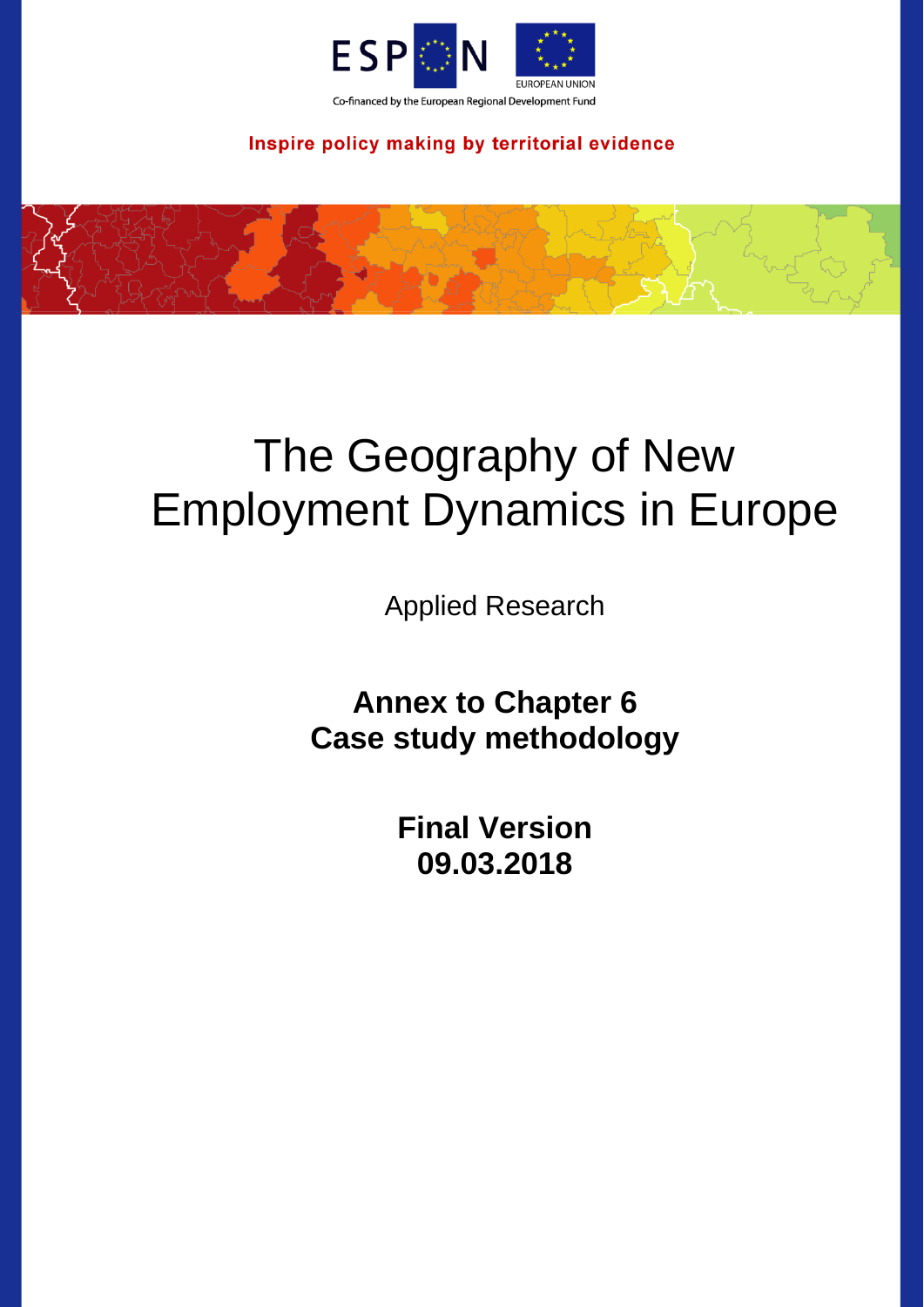ESPON

EUROPEAN UNION

Co-financed by the European Regional Development Fund

Inspire policy making by territorial evidence

# The Geography of New Employment Dynamics in Europe

Applied Research

## Annex to Chapter 6
## Case study methodology

**Final Version**
**09.03.2018**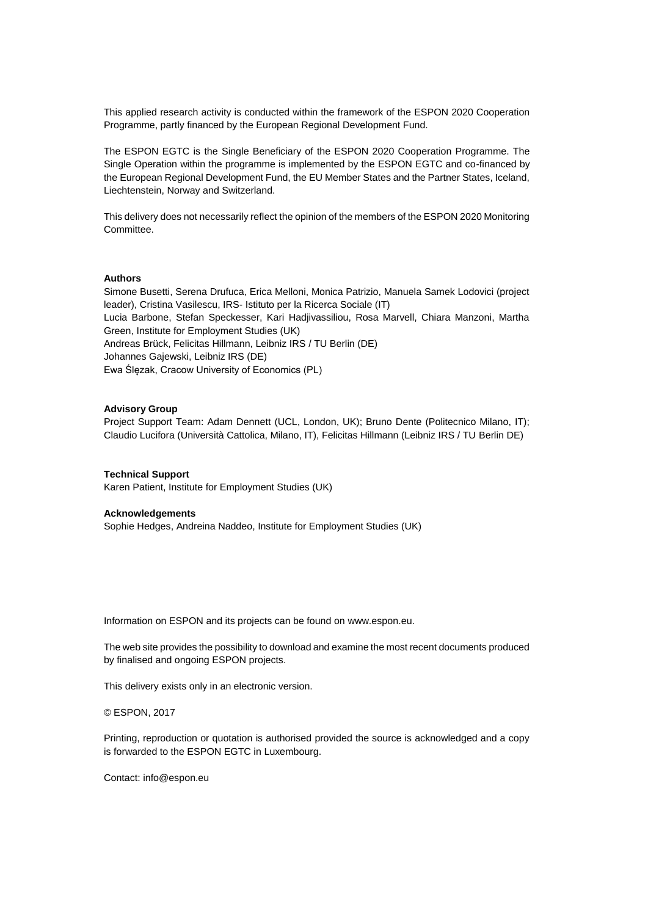This applied research activity is conducted within the framework of the ESPON 2020 Cooperation Programme, partly financed by the European Regional Development Fund.

The ESPON EGTC is the Single Beneficiary of the ESPON 2020 Cooperation Programme. The Single Operation within the programme is implemented by the ESPON EGTC and co-financed by the European Regional Development Fund, the EU Member States and the Partner States, Iceland, Liechtenstein, Norway and Switzerland.

This delivery does not necessarily reflect the opinion of the members of the ESPON 2020 Monitoring Committee.

**Authors**

Simone Busetti, Serena Drufuca, Erica Melloni, Monica Patrizio, Manuela Samek Lodovici (project leader), Cristina Vasilescu, IRS- Istituto per la Ricerca Sociale (IT)
Lucia Barbone, Stefan Speckesser, Kari Hadjivassiliou, Rosa Marvell, Chiara Manzoni, Martha Green, Institute for Employment Studies (UK)
Andreas Brück, Felicitas Hillmann, Leibniz IRS / TU Berlin (DE)
Johannes Gajewski, Leibniz IRS (DE)
Ewa Ślęzak, Cracow University of Economics (PL)

**Advisory Group**

Project Support Team: Adam Dennett (UCL, London, UK); Bruno Dente (Politecnico Milano, IT); Claudio Lucifora (Università Cattolica, Milano, IT), Felicitas Hillmann (Leibniz IRS / TU Berlin DE)

**Technical Support**

Karen Patient, Institute for Employment Studies (UK)

**Acknowledgements**

Sophie Hedges, Andreina Naddeo, Institute for Employment Studies (UK)

Information on ESPON and its projects can be found on www.espon.eu.

The web site provides the possibility to download and examine the most recent documents produced by finalised and ongoing ESPON projects.

This delivery exists only in an electronic version.

© ESPON, 2017

Printing, reproduction or quotation is authorised provided the source is acknowledged and a copy is forwarded to the ESPON EGTC in Luxembourg.

Contact: info@espon.eu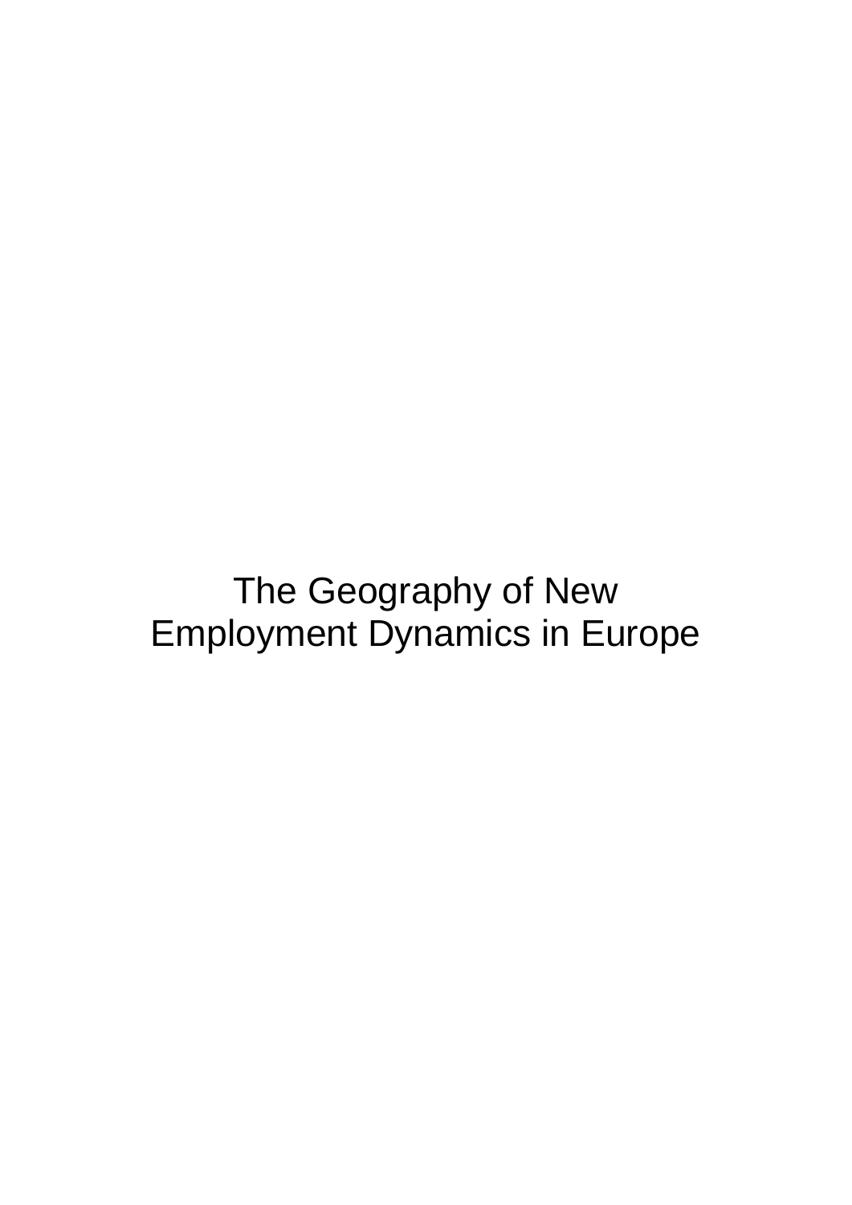# The Geography of New Employment Dynamics in Europe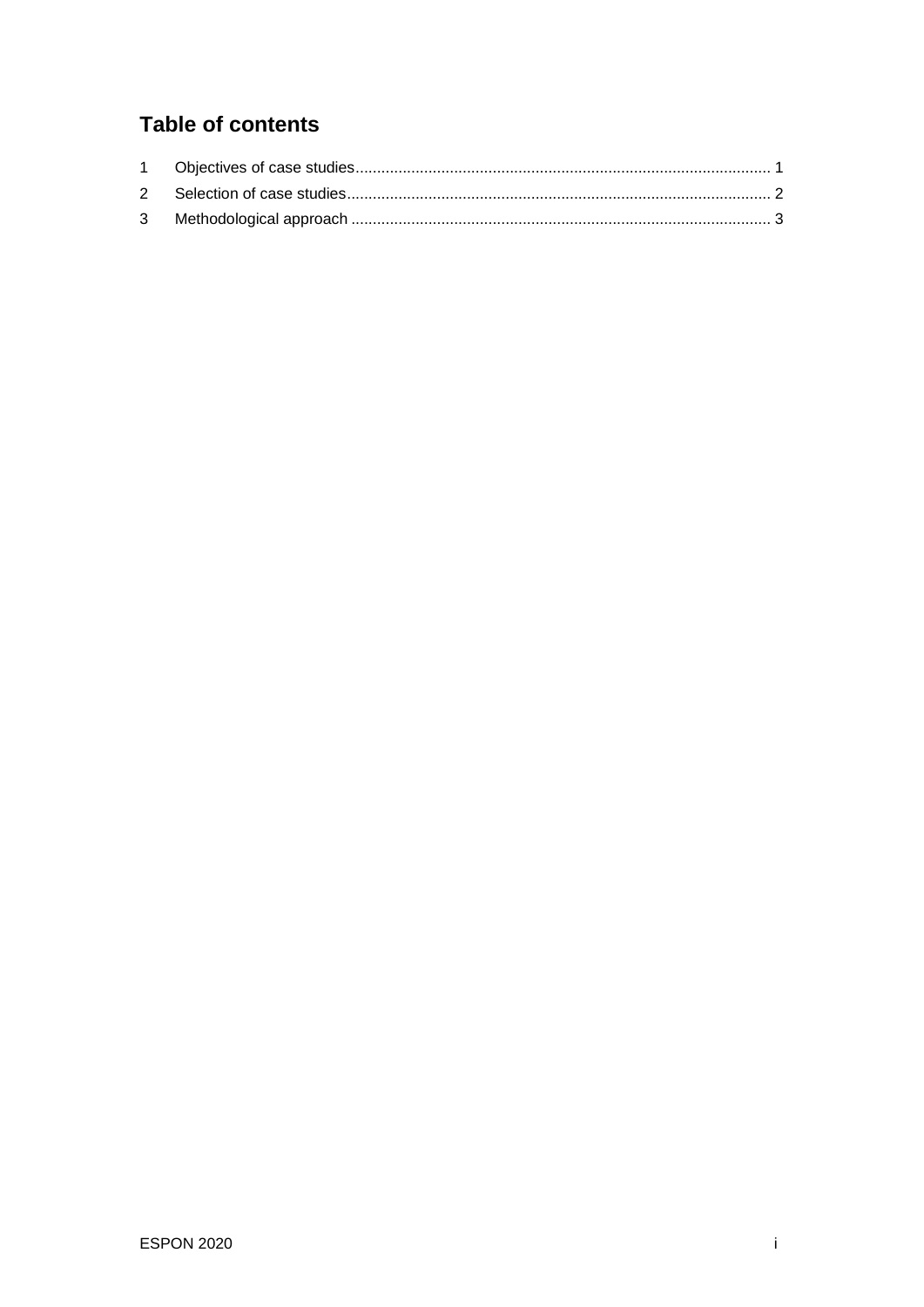## Table of contents

1 Objectives of case studies ........................................................................................ 1
2 Selection of case studies .......................................................................................... 2
3 Methodological approach ......................................................................................... 3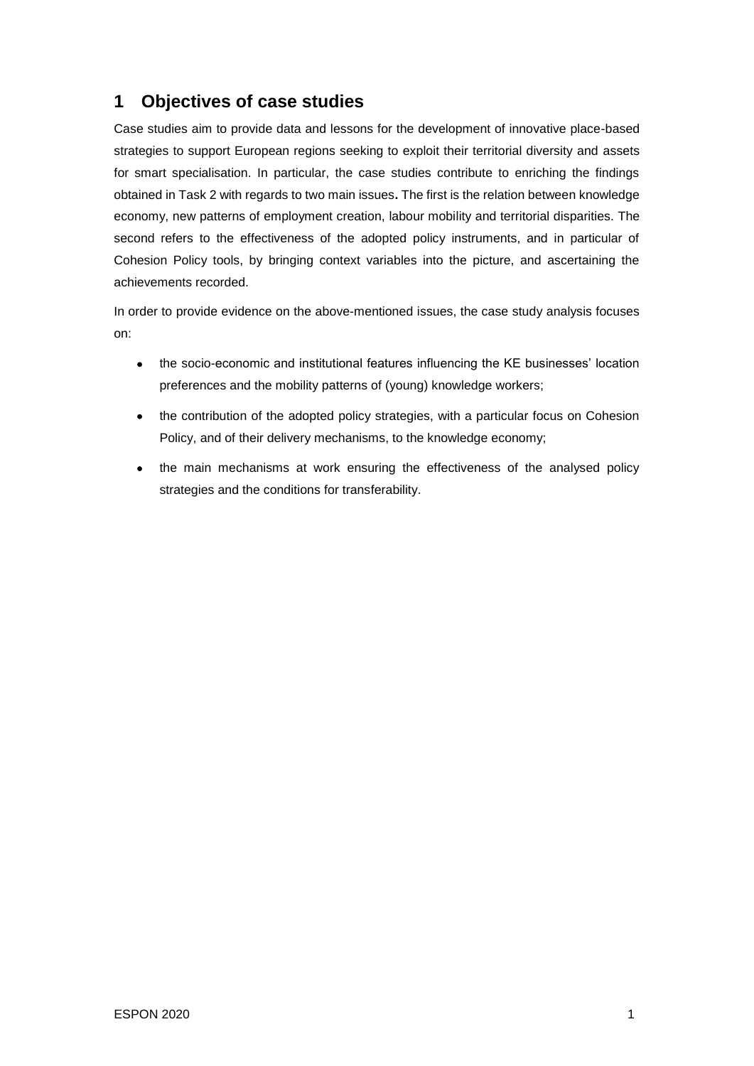# 1 Objectives of case studies

Case studies aim to provide data and lessons for the development of innovative place-based strategies to support European regions seeking to exploit their territorial diversity and assets for smart specialisation. In particular, the case studies contribute to enriching the findings obtained in Task 2 with regards to two main issues**.** The first is the relation between knowledge economy, new patterns of employment creation, labour mobility and territorial disparities. The second refers to the effectiveness of the adopted policy instruments, and in particular of Cohesion Policy tools, by bringing context variables into the picture, and ascertaining the achievements recorded.

In order to provide evidence on the above-mentioned issues, the case study analysis focuses on:

- the socio-economic and institutional features influencing the KE businesses' location preferences and the mobility patterns of (young) knowledge workers;
- the contribution of the adopted policy strategies, with a particular focus on Cohesion Policy, and of their delivery mechanisms, to the knowledge economy;
- the main mechanisms at work ensuring the effectiveness of the analysed policy strategies and the conditions for transferability.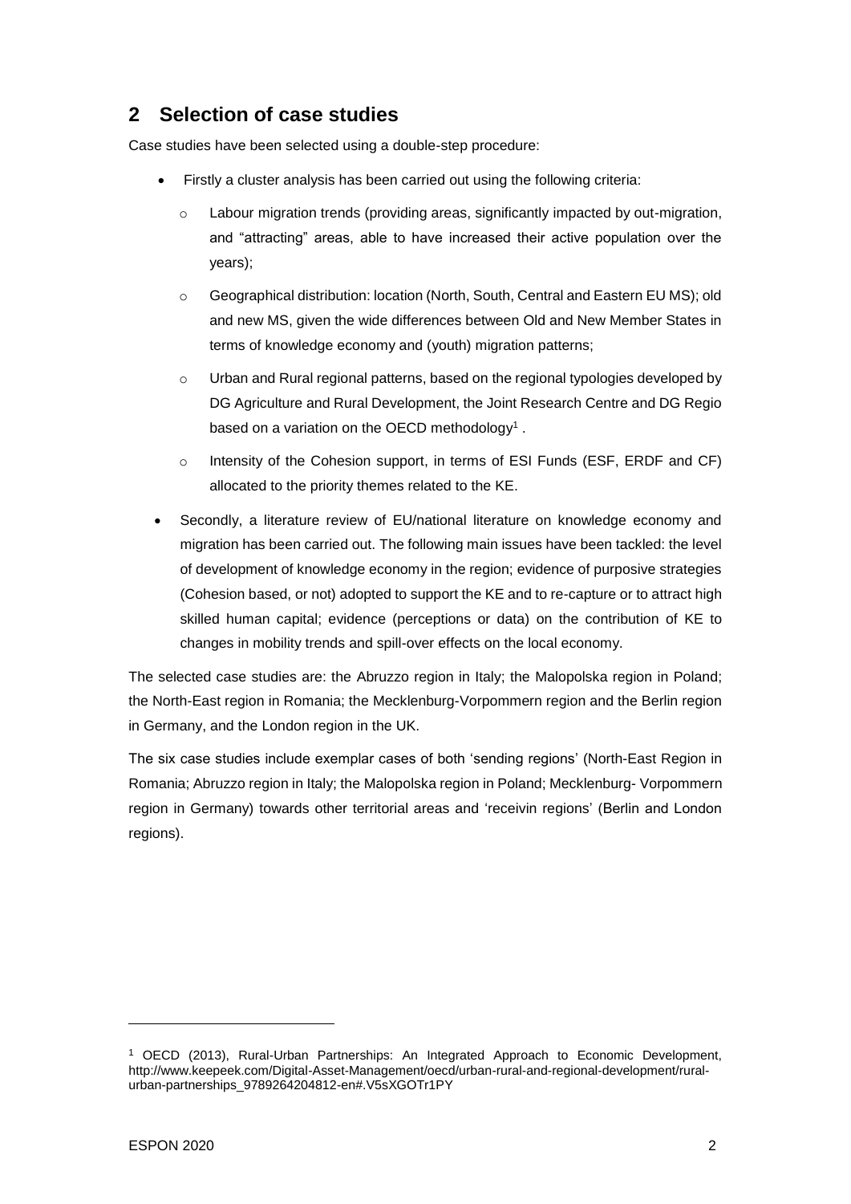## 2 Selection of case studies

Case studies have been selected using a double-step procedure:

- Firstly a cluster analysis has been carried out using the following criteria:
  - Labour migration trends (providing areas, significantly impacted by out-migration, and "attracting" areas, able to have increased their active population over the years);
  - Geographical distribution: location (North, South, Central and Eastern EU MS); old and new MS, given the wide differences between Old and New Member States in terms of knowledge economy and (youth) migration patterns;
  - Urban and Rural regional patterns, based on the regional typologies developed by DG Agriculture and Rural Development, the Joint Research Centre and DG Regio based on a variation on the OECD methodology[1] .
  - Intensity of the Cohesion support, in terms of ESI Funds (ESF, ERDF and CF) allocated to the priority themes related to the KE.
- Secondly, a literature review of EU/national literature on knowledge economy and migration has been carried out. The following main issues have been tackled: the level of development of knowledge economy in the region; evidence of purposive strategies (Cohesion based, or not) adopted to support the KE and to re-capture or to attract high skilled human capital; evidence (perceptions or data) on the contribution of KE to changes in mobility trends and spill-over effects on the local economy.

The selected case studies are: the Abruzzo region in Italy; the Malopolska region in Poland; the North-East region in Romania; the Mecklenburg-Vorpommern region and the Berlin region in Germany, and the London region in the UK.

The six case studies include exemplar cases of both 'sending regions' (North-East Region in Romania; Abruzzo region in Italy; the Malopolska region in Poland; Mecklenburg- Vorpommern region in Germany) towards other territorial areas and 'receivin regions' (Berlin and London regions).

[1] OECD (2013), Rural-Urban Partnerships: An Integrated Approach to Economic Development, http://www.keepeek.com/Digital-Asset-Management/oecd/urban-rural-and-regional-development/rural-urban-partnerships_9789264204812-en#.V5sXGOTr1PY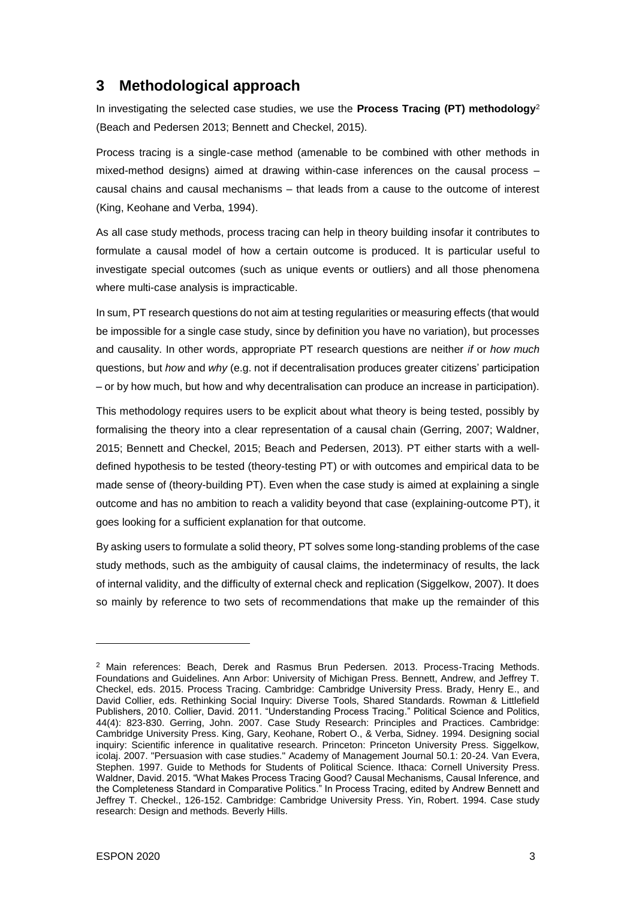## 3 Methodological approach

In investigating the selected case studies, we use the **Process Tracing (PT) methodology**[2] (Beach and Pedersen 2013; Bennett and Checkel, 2015).

Process tracing is a single-case method (amenable to be combined with other methods in mixed-method designs) aimed at drawing within-case inferences on the causal process – causal chains and causal mechanisms – that leads from a cause to the outcome of interest (King, Keohane and Verba, 1994).

As all case study methods, process tracing can help in theory building insofar it contributes to formulate a causal model of how a certain outcome is produced. It is particular useful to investigate special outcomes (such as unique events or outliers) and all those phenomena where multi-case analysis is impracticable.

In sum, PT research questions do not aim at testing regularities or measuring effects (that would be impossible for a single case study, since by definition you have no variation), but processes and causality. In other words, appropriate PT research questions are neither *if* or *how much* questions, but *how* and *why* (e.g. not if decentralisation produces greater citizens' participation – or by how much, but how and why decentralisation can produce an increase in participation).

This methodology requires users to be explicit about what theory is being tested, possibly by formalising the theory into a clear representation of a causal chain (Gerring, 2007; Waldner, 2015; Bennett and Checkel, 2015; Beach and Pedersen, 2013). PT either starts with a well-defined hypothesis to be tested (theory-testing PT) or with outcomes and empirical data to be made sense of (theory-building PT). Even when the case study is aimed at explaining a single outcome and has no ambition to reach a validity beyond that case (explaining-outcome PT), it goes looking for a sufficient explanation for that outcome.

By asking users to formulate a solid theory, PT solves some long-standing problems of the case study methods, such as the ambiguity of causal claims, the indeterminacy of results, the lack of internal validity, and the difficulty of external check and replication (Siggelkow, 2007). It does so mainly by reference to two sets of recommendations that make up the remainder of this

---

[2] Main references: Beach, Derek and Rasmus Brun Pedersen. 2013. Process-Tracing Methods. Foundations and Guidelines. Ann Arbor: University of Michigan Press. Bennett, Andrew, and Jeffrey T. Checkel, eds. 2015. Process Tracing. Cambridge: Cambridge University Press. Brady, Henry E., and David Collier, eds. Rethinking Social Inquiry: Diverse Tools, Shared Standards. Rowman & Littlefield Publishers, 2010. Collier, David. 2011. "Understanding Process Tracing." Political Science and Politics, 44(4): 823-830. Gerring, John. 2007. Case Study Research: Principles and Practices. Cambridge: Cambridge University Press. King, Gary, Keohane, Robert O., & Verba, Sidney. 1994. Designing social inquiry: Scientific inference in qualitative research. Princeton: Princeton University Press. Siggelkow, icolaj. 2007. "Persuasion with case studies." Academy of Management Journal 50.1: 20-24. Van Evera, Stephen. 1997. Guide to Methods for Students of Political Science. Ithaca: Cornell University Press. Waldner, David. 2015. "What Makes Process Tracing Good? Causal Mechanisms, Causal Inference, and the Completeness Standard in Comparative Politics." In Process Tracing, edited by Andrew Bennett and Jeffrey T. Checkel., 126-152. Cambridge: Cambridge University Press. Yin, Robert. 1994. Case study research: Design and methods. Beverly Hills.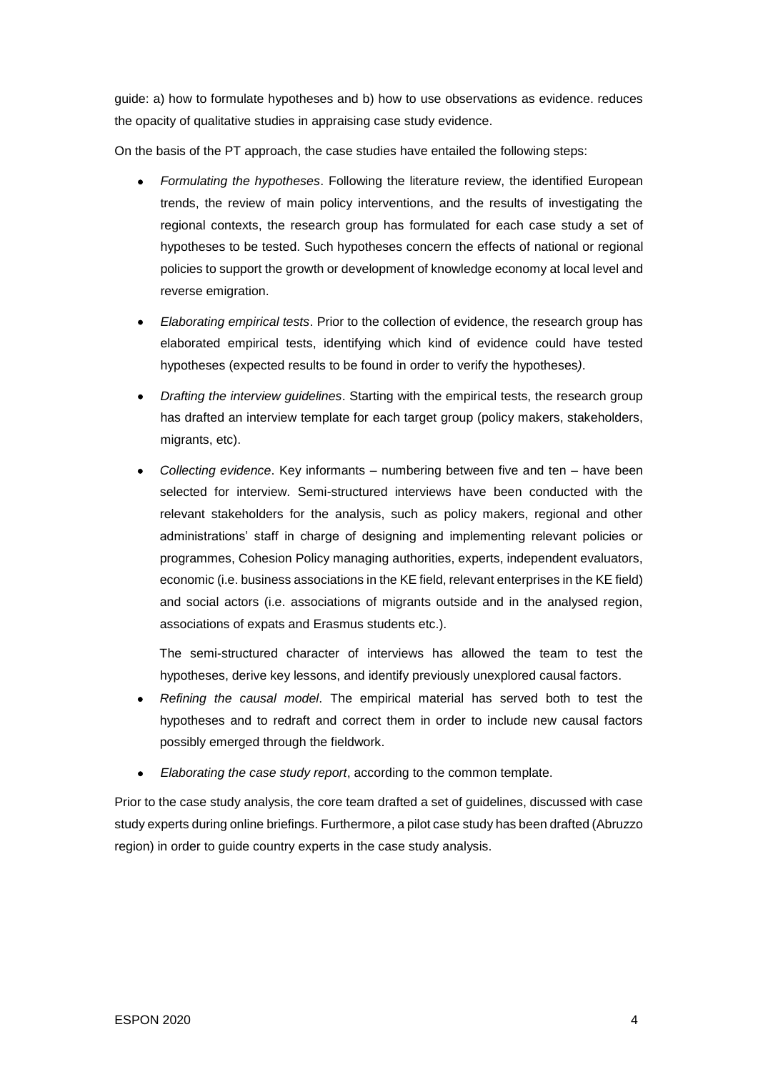guide: a) how to formulate hypotheses and b) how to use observations as evidence. reduces the opacity of qualitative studies in appraising case study evidence.

On the basis of the PT approach, the case studies have entailed the following steps:

- *Formulating the hypotheses*. Following the literature review, the identified European trends, the review of main policy interventions, and the results of investigating the regional contexts, the research group has formulated for each case study a set of hypotheses to be tested. Such hypotheses concern the effects of national or regional policies to support the growth or development of knowledge economy at local level and reverse emigration.
- *Elaborating empirical tests*. Prior to the collection of evidence, the research group has elaborated empirical tests, identifying which kind of evidence could have tested hypotheses (expected results to be found in order to verify the hypotheses*)*.
- *Drafting the interview guidelines*. Starting with the empirical tests, the research group has drafted an interview template for each target group (policy makers, stakeholders, migrants, etc).
- *Collecting evidence*. Key informants – numbering between five and ten – have been selected for interview. Semi-structured interviews have been conducted with the relevant stakeholders for the analysis, such as policy makers, regional and other administrations' staff in charge of designing and implementing relevant policies or programmes, Cohesion Policy managing authorities, experts, independent evaluators, economic (i.e. business associations in the KE field, relevant enterprises in the KE field) and social actors (i.e. associations of migrants outside and in the analysed region, associations of expats and Erasmus students etc.).

  The semi-structured character of interviews has allowed the team to test the hypotheses, derive key lessons, and identify previously unexplored causal factors.
- *Refining the causal model*. The empirical material has served both to test the hypotheses and to redraft and correct them in order to include new causal factors possibly emerged through the fieldwork.
- *Elaborating the case study report*, according to the common template.

Prior to the case study analysis, the core team drafted a set of guidelines, discussed with case study experts during online briefings. Furthermore, a pilot case study has been drafted (Abruzzo region) in order to guide country experts in the case study analysis.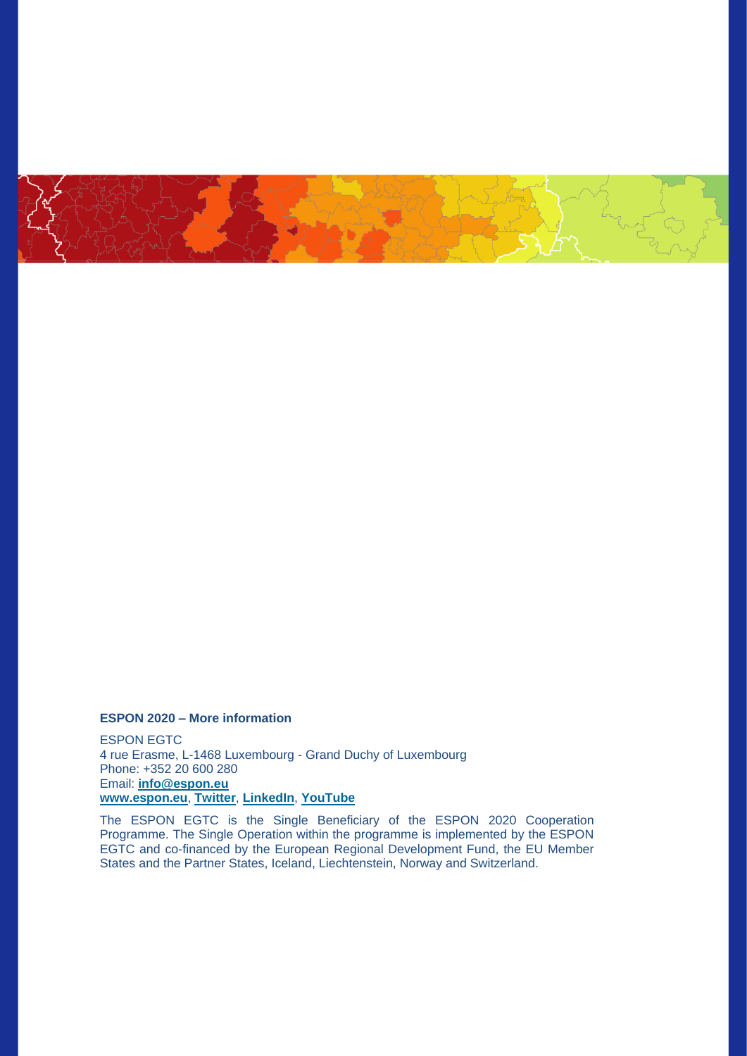**ESPON 2020 – More information**

ESPON EGTC
4 rue Erasme, L-1468 Luxembourg - Grand Duchy of Luxembourg
Phone: +352 20 600 280
Email: **info@espon.eu**
**www.espon.eu**, **Twitter**, **LinkedIn**, **YouTube**

The ESPON EGTC is the Single Beneficiary of the ESPON 2020 Cooperation Programme. The Single Operation within the programme is implemented by the ESPON EGTC and co-financed by the European Regional Development Fund, the EU Member States and the Partner States, Iceland, Liechtenstein, Norway and Switzerland.